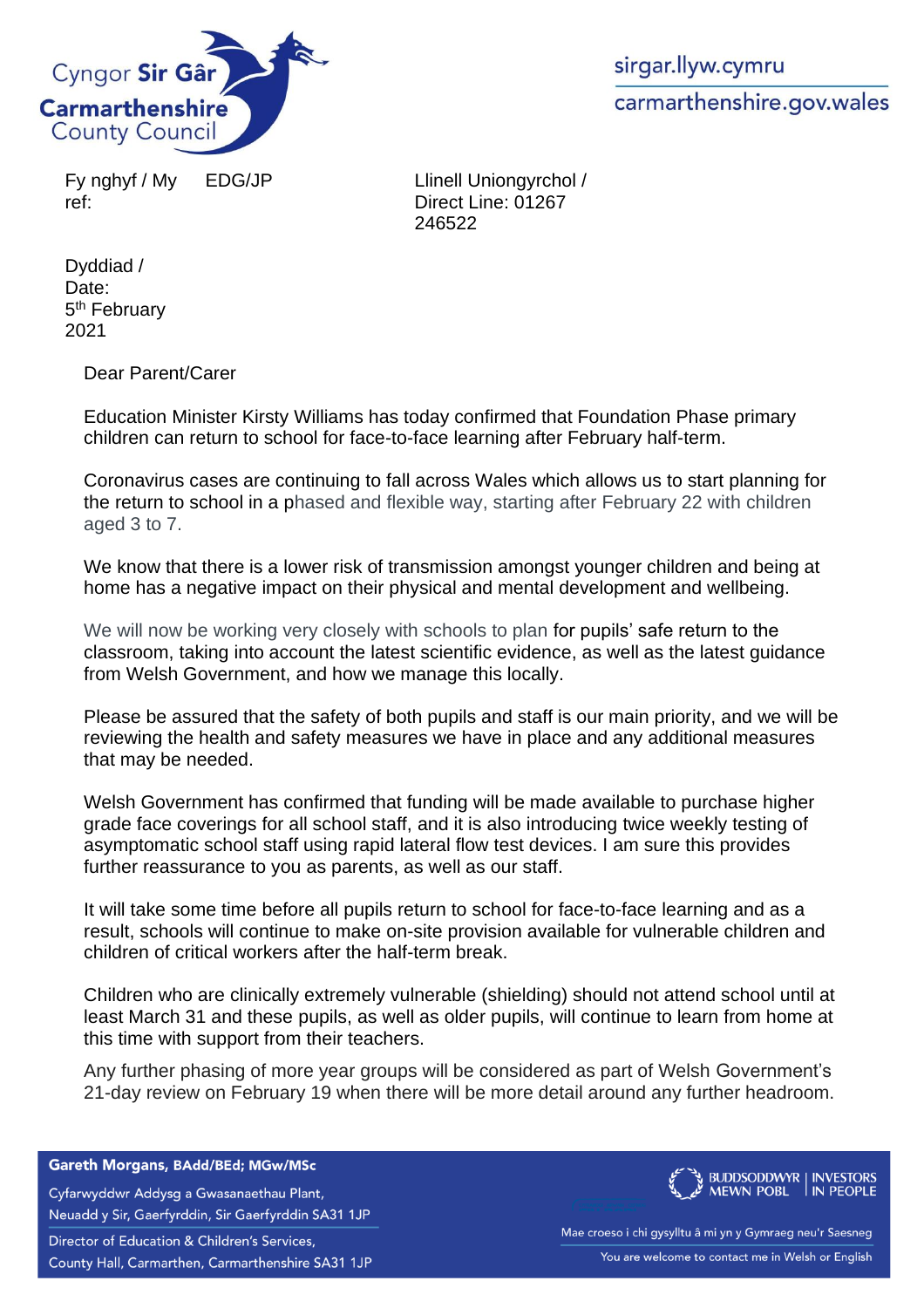Cyngor **Sir Gâr**
**Carmarthenshire**
County Council

sirgar.llyw.cymru
carmarthenshire.gov.wales

Fy nghyf / My ref: EDG/JP

Llinell Uniongyrchol / Direct Line: 01267 246522

Dyddiad / Date:
5th February 2021

Dear Parent/Carer

Education Minister Kirsty Williams has today confirmed that Foundation Phase primary children can return to school for face-to-face learning after February half-term.

Coronavirus cases are continuing to fall across Wales which allows us to start planning for the return to school in a phased and flexible way, starting after February 22 with children aged 3 to 7.

We know that there is a lower risk of transmission amongst younger children and being at home has a negative impact on their physical and mental development and wellbeing.

We will now be working very closely with schools to plan for pupils' safe return to the classroom, taking into account the latest scientific evidence, as well as the latest guidance from Welsh Government, and how we manage this locally.

Please be assured that the safety of both pupils and staff is our main priority, and we will be reviewing the health and safety measures we have in place and any additional measures that may be needed.

Welsh Government has confirmed that funding will be made available to purchase higher grade face coverings for all school staff, and it is also introducing twice weekly testing of asymptomatic school staff using rapid lateral flow test devices. I am sure this provides further reassurance to you as parents, as well as our staff.

It will take some time before all pupils return to school for face-to-face learning and as a result, schools will continue to make on-site provision available for vulnerable children and children of critical workers after the half-term break.

Children who are clinically extremely vulnerable (shielding) should not attend school until at least March 31 and these pupils, as well as older pupils, will continue to learn from home at this time with support from their teachers.

Any further phasing of more year groups will be considered as part of Welsh Government's 21-day review on February 19 when there will be more detail around any further headroom.

**Gareth Morgans, BAdd/BEd; MGw/MSc**
Cyfarwyddwr Addysg a Gwasanaethau Plant,
Neuadd y Sir, Gaerfyrddin, Sir Gaerfyrddin SA31 1JP
Director of Education & Children's Services,
County Hall, Carmarthen, Carmarthenshire SA31 1JP

BUDDSODDWYR MEWN POBL | INVESTORS IN PEOPLE

Mae croeso i chi gysylltu â mi yn y Gymraeg neu'r Saesneg
You are welcome to contact me in Welsh or English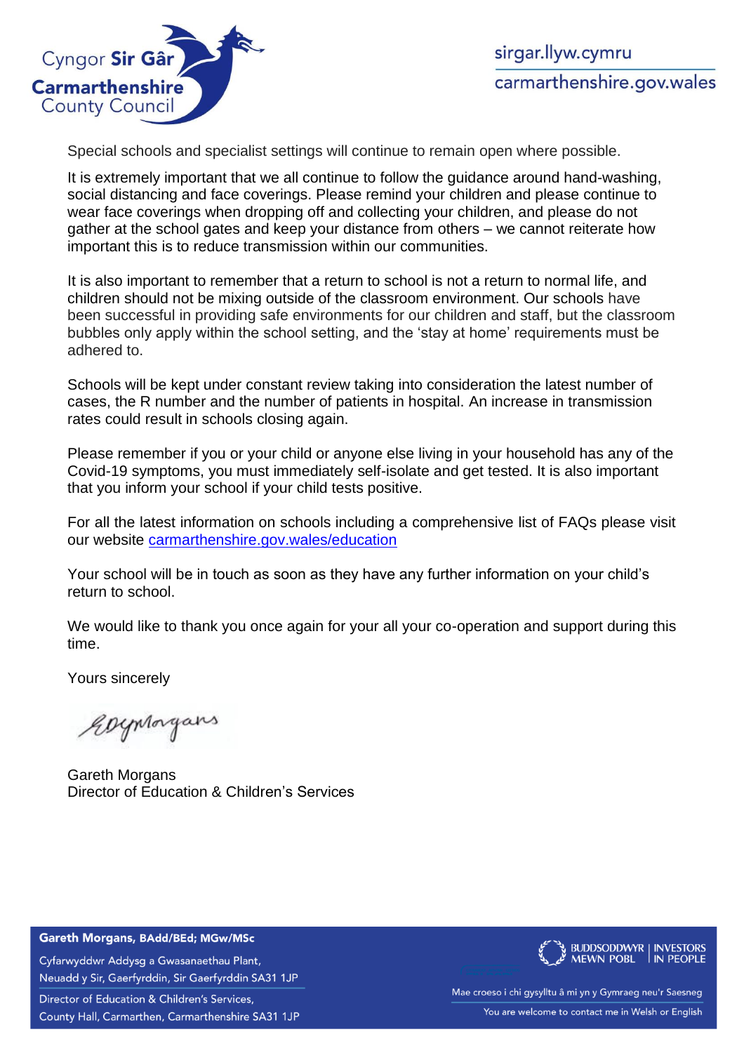Special schools and specialist settings will continue to remain open where possible.

It is extremely important that we all continue to follow the guidance around hand-washing, social distancing and face coverings. Please remind your children and please continue to wear face coverings when dropping off and collecting your children, and please do not gather at the school gates and keep your distance from others – we cannot reiterate how important this is to reduce transmission within our communities.

It is also important to remember that a return to school is not a return to normal life, and children should not be mixing outside of the classroom environment. Our schools have been successful in providing safe environments for our children and staff, but the classroom bubbles only apply within the school setting, and the 'stay at home' requirements must be adhered to.

Schools will be kept under constant review taking into consideration the latest number of cases, the R number and the number of patients in hospital. An increase in transmission rates could result in schools closing again.

Please remember if you or your child or anyone else living in your household has any of the Covid-19 symptoms, you must immediately self-isolate and get tested. It is also important that you inform your school if your child tests positive.

For all the latest information on schools including a comprehensive list of FAQs please visit our website [carmarthenshire.gov.wales/education](carmarthenshire.gov.wales/education)

Your school will be in touch as soon as they have any further information on your child's return to school.

We would like to thank you once again for your all your co-operation and support during this time.

Yours sincerely

Gareth Morgans
Director of Education & Children's Services

**Gareth Morgans, BAdd/BEd; MGw/MSc**
Cyfarwyddwr Addysg a Gwasanaethau Plant,
Neuadd y Sir, Gaerfyrddin, Sir Gaerfyrddin SA31 1JP
Director of Education & Children's Services,
County Hall, Carmarthen, Carmarthenshire SA31 1JP

Mae croeso i chi gysylltu â mi yn y Gymraeg neu'r Saesneg
You are welcome to contact me in Welsh or English